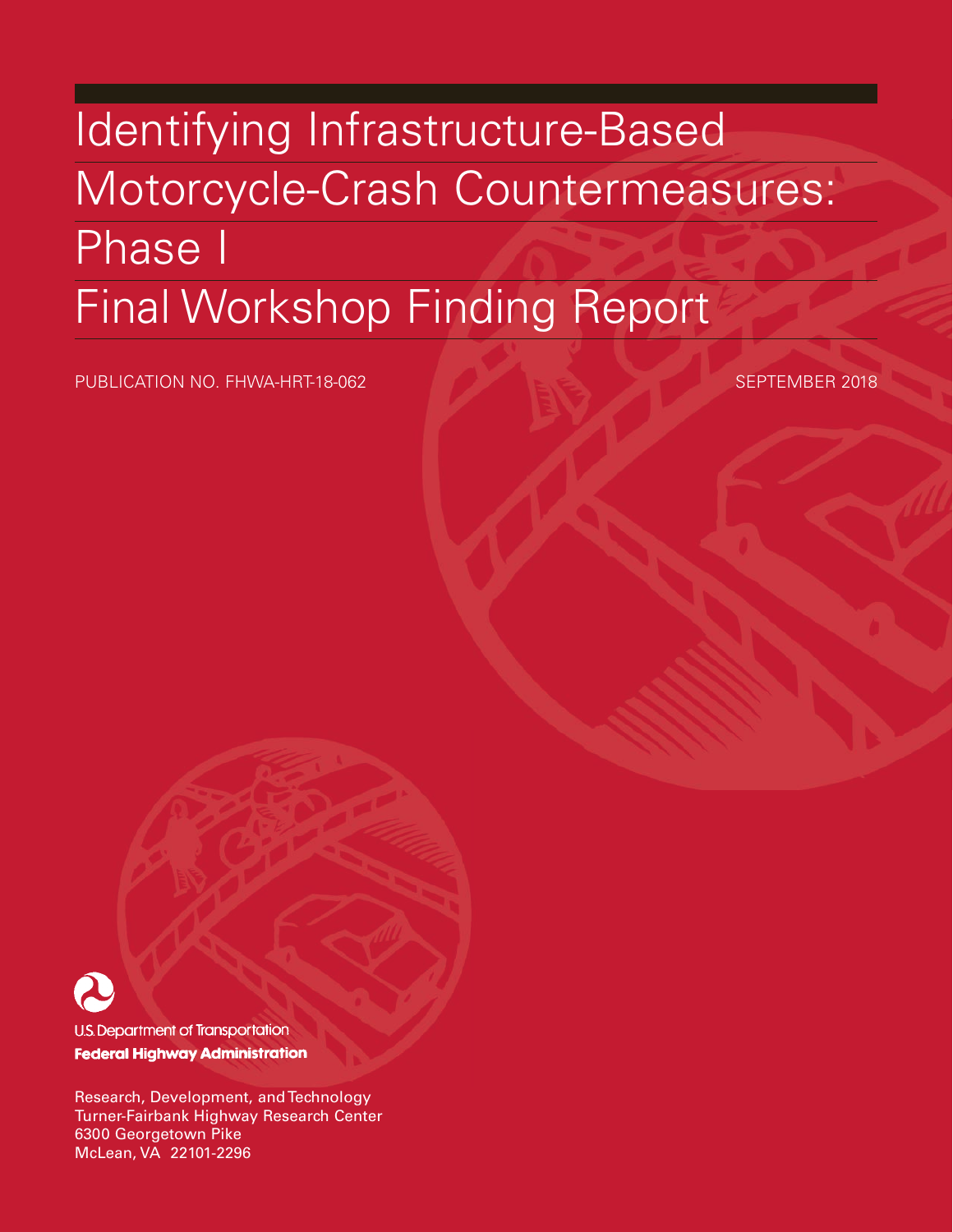# Identifying Infrastructure-Based Motorcycle-Crash Countermeasures: Phase I

# Final Workshop Finding Report

PUBLICATION NO. FHWA-HRT-18-062

SEPTEMBER 2018

U.S. Department of Transportation

**Federal Highway Administration**

Research, Development, and Technology
Turner-Fairbank Highway Research Center
6300 Georgetown Pike
McLean, VA 22101-2296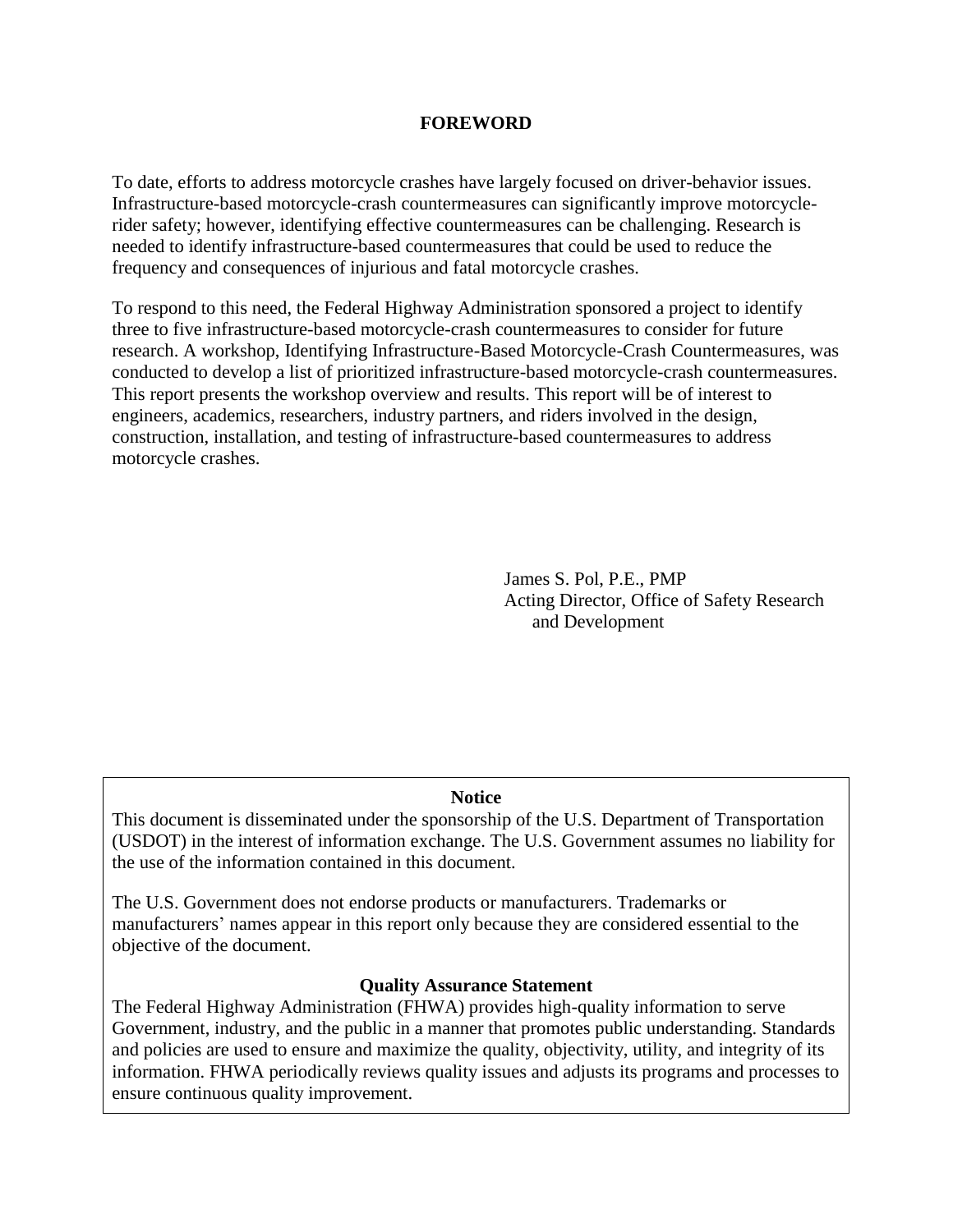# FOREWORD

To date, efforts to address motorcycle crashes have largely focused on driver-behavior issues. Infrastructure-based motorcycle-crash countermeasures can significantly improve motorcycle-rider safety; however, identifying effective countermeasures can be challenging. Research is needed to identify infrastructure-based countermeasures that could be used to reduce the frequency and consequences of injurious and fatal motorcycle crashes.

To respond to this need, the Federal Highway Administration sponsored a project to identify three to five infrastructure-based motorcycle-crash countermeasures to consider for future research. A workshop, Identifying Infrastructure-Based Motorcycle-Crash Countermeasures, was conducted to develop a list of prioritized infrastructure-based motorcycle-crash countermeasures. This report presents the workshop overview and results. This report will be of interest to engineers, academics, researchers, industry partners, and riders involved in the design, construction, installation, and testing of infrastructure-based countermeasures to address motorcycle crashes.

James S. Pol, P.E., PMP
Acting Director, Office of Safety Research and Development

**Notice**

This document is disseminated under the sponsorship of the U.S. Department of Transportation (USDOT) in the interest of information exchange. The U.S. Government assumes no liability for the use of the information contained in this document.

The U.S. Government does not endorse products or manufacturers. Trademarks or manufacturers' names appear in this report only because they are considered essential to the objective of the document.

**Quality Assurance Statement**

The Federal Highway Administration (FHWA) provides high-quality information to serve Government, industry, and the public in a manner that promotes public understanding. Standards and policies are used to ensure and maximize the quality, objectivity, utility, and integrity of its information. FHWA periodically reviews quality issues and adjusts its programs and processes to ensure continuous quality improvement.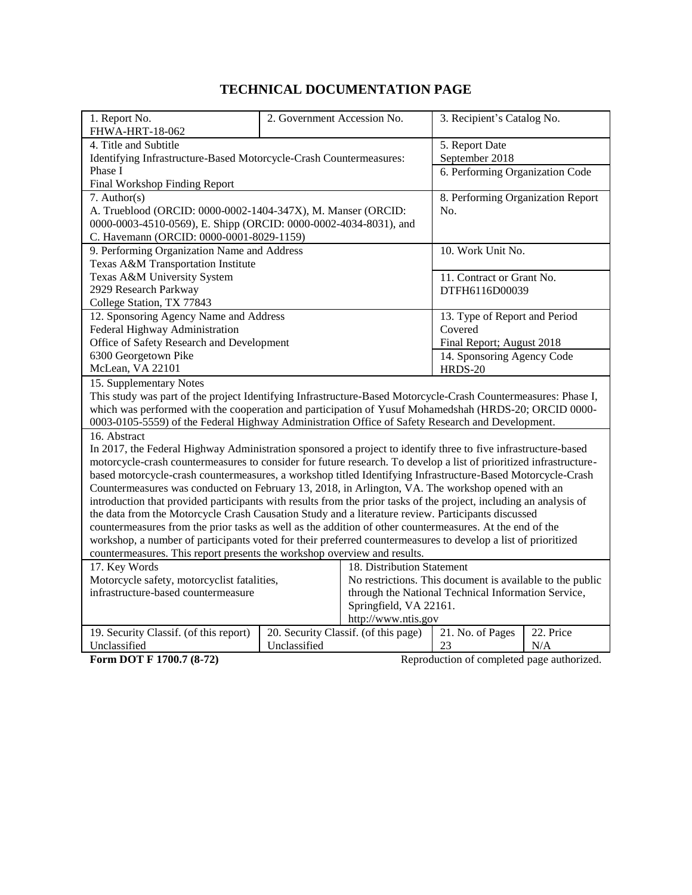# TECHNICAL DOCUMENTATION PAGE

| 1. Report No.<br>FHWA-HRT-18-062 | 2. Government Accession No. | | 3. Recipient's Catalog No. | |
|---|---|---|---|---|
| 4. Title and Subtitle<br>Identifying Infrastructure-Based Motorcycle-Crash Countermeasures: Phase I<br>Final Workshop Finding Report | | | 5. Report Date<br>September 2018 | |
| | | | 6. Performing Organization Code | |
| 7. Author(s)<br>A. Trueblood (ORCID: 0000-0002-1404-347X), M. Manser (ORCID: 0000-0003-4510-0569), E. Shipp (ORCID: 0000-0002-4034-8031), and C. Havemann (ORCID: 0000-0001-8029-1159) | | | 8. Performing Organization Report No. | |
| 9. Performing Organization Name and Address<br>Texas A&M Transportation Institute<br>Texas A&M University System<br>2929 Research Parkway<br>College Station, TX 77843 | | | 10. Work Unit No. | |
| | | | 11. Contract or Grant No.<br>DTFH6116D00039 | |
| 12. Sponsoring Agency Name and Address<br>Federal Highway Administration<br>Office of Safety Research and Development<br>6300 Georgetown Pike<br>McLean, VA 22101 | | | 13. Type of Report and Period Covered<br>Final Report; August 2018 | |
| | | | 14. Sponsoring Agency Code<br>HRDS-20 | |
| 15. Supplementary Notes<br>This study was part of the project Identifying Infrastructure-Based Motorcycle-Crash Countermeasures: Phase I, which was performed with the cooperation and participation of Yusuf Mohamedshah (HRDS-20; ORCID 0000-0003-0105-5559) of the Federal Highway Administration Office of Safety Research and Development. | | | | |
| 16. Abstract<br>In 2017, the Federal Highway Administration sponsored a project to identify three to five infrastructure-based motorcycle-crash countermeasures to consider for future research. To develop a list of prioritized infrastructure-based motorcycle-crash countermeasures, a workshop titled Identifying Infrastructure-Based Motorcycle-Crash Countermeasures was conducted on February 13, 2018, in Arlington, VA. The workshop opened with an introduction that provided participants with results from the prior tasks of the project, including an analysis of the data from the Motorcycle Crash Causation Study and a literature review. Participants discussed countermeasures from the prior tasks as well as the addition of other countermeasures. At the end of the workshop, a number of participants voted for their preferred countermeasures to develop a list of prioritized countermeasures. This report presents the workshop overview and results. | | | | |
| 17. Key Words<br>Motorcycle safety, motorcyclist fatalities, infrastructure-based countermeasure | | 18. Distribution Statement<br>No restrictions. This document is available to the public through the National Technical Information Service, Springfield, VA 22161.<br>http://www.ntis.gov | | |
| 19. Security Classif. (of this report)<br>Unclassified | 20. Security Classif. (of this page)<br>Unclassified | | 21. No. of Pages<br>23 | 22. Price<br>N/A |

**Form DOT F 1700.7 (8-72)** Reproduction of completed page authorized.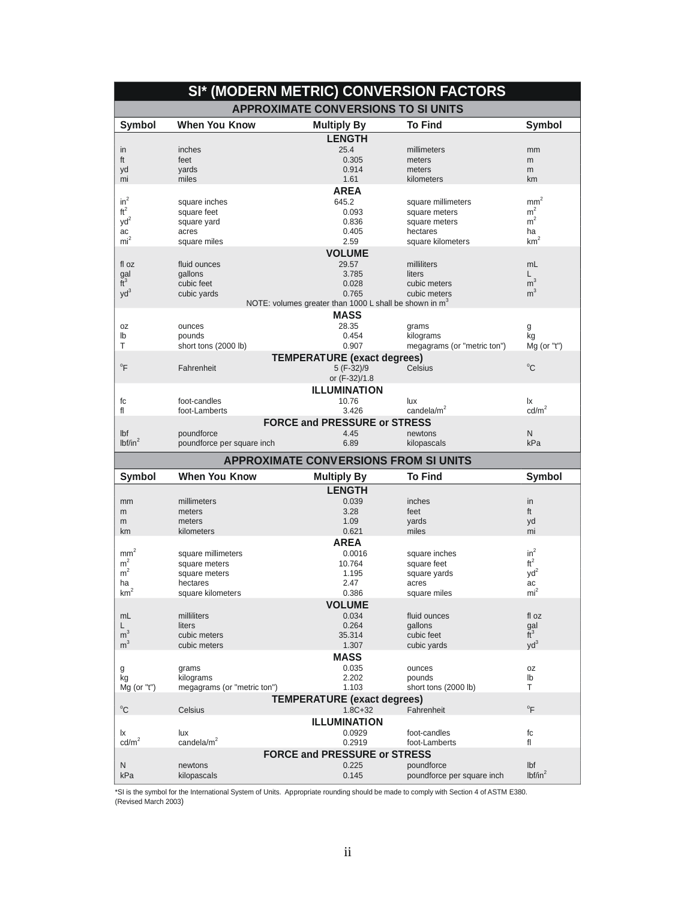# SI* (MODERN METRIC) CONVERSION FACTORS

## APPROXIMATE CONVERSIONS TO SI UNITS

| Symbol | When You Know | Multiply By | To Find | Symbol |
|---|---|---|---|---|
| | | **LENGTH** | | |
| in | inches | 25.4 | millimeters | mm |
| ft | feet | 0.305 | meters | m |
| yd | yards | 0.914 | meters | m |
| mi | miles | 1.61 | kilometers | km |
| | | **AREA** | | |
| $in^2$ | square inches | 645.2 | square millimeters | $mm^2$ |
| $ft^2$ | square feet | 0.093 | square meters | $m^2$ |
| $yd^2$ | square yard | 0.836 | square meters | $m^2$ |
| ac | acres | 0.405 | hectares | ha |
| $mi^2$ | square miles | 2.59 | square kilometers | $km^2$ |
| | | **VOLUME** | | |
| fl oz | fluid ounces | 29.57 | milliliters | mL |
| gal | gallons | 3.785 | liters | L |
| $ft^3$ | cubic feet | 0.028 | cubic meters | $m^3$ |
| $yd^3$ | cubic yards | 0.765 | cubic meters | $m^3$ |
| | | NOTE: volumes greater than 1000 L shall be shown in $m^3$ | | |
| | | **MASS** | | |
| oz | ounces | 28.35 | grams | g |
| lb | pounds | 0.454 | kilograms | kg |
| T | short tons (2000 lb) | 0.907 | megagrams (or "metric ton") | Mg (or "t") |
| | | **TEMPERATURE (exact degrees)** | | |
| °F | Fahrenheit | 5 (F-32)/9 or (F-32)/1.8 | Celsius | °C |
| | | **ILLUMINATION** | | |
| fc | foot-candles | 10.76 | lux | lx |
| fl | foot-Lamberts | 3.426 | candela/$m^2$ | $cd/m^2$ |
| | | **FORCE and PRESSURE or STRESS** | | |
| lbf | poundforce | 4.45 | newtons | N |
| $lbf/in^2$ | poundforce per square inch | 6.89 | kilopascals | kPa |

## APPROXIMATE CONVERSIONS FROM SI UNITS

| Symbol | When You Know | Multiply By | To Find | Symbol |
|---|---|---|---|---|
| | | **LENGTH** | | |
| mm | millimeters | 0.039 | inches | in |
| m | meters | 3.28 | feet | ft |
| m | meters | 1.09 | yards | yd |
| km | kilometers | 0.621 | miles | mi |
| | | **AREA** | | |
| $mm^2$ | square millimeters | 0.0016 | square inches | $in^2$ |
| $m^2$ | square meters | 10.764 | square feet | $ft^2$ |
| $m^2$ | square meters | 1.195 | square yards | $yd^2$ |
| ha | hectares | 2.47 | acres | ac |
| $km^2$ | square kilometers | 0.386 | square miles | $mi^2$ |
| | | **VOLUME** | | |
| mL | milliliters | 0.034 | fluid ounces | fl oz |
| L | liters | 0.264 | gallons | gal |
| $m^3$ | cubic meters | 35.314 | cubic feet | $ft^3$ |
| $m^3$ | cubic meters | 1.307 | cubic yards | $yd^3$ |
| | | **MASS** | | |
| g | grams | 0.035 | ounces | oz |
| kg | kilograms | 2.202 | pounds | lb |
| Mg (or "t") | megagrams (or "metric ton") | 1.103 | short tons (2000 lb) | T |
| | | **TEMPERATURE (exact degrees)** | | |
| °C | Celsius | 1.8C+32 | Fahrenheit | °F |
| | | **ILLUMINATION** | | |
| lx | lux | 0.0929 | foot-candles | fc |
| $cd/m^2$ | candela/$m^2$ | 0.2919 | foot-Lamberts | fl |
| | | **FORCE and PRESSURE or STRESS** | | |
| N | newtons | 0.225 | poundforce | lbf |
| kPa | kilopascals | 0.145 | poundforce per square inch | $lbf/in^2$ |

*SI is the symbol for the International System of Units. Appropriate rounding should be made to comply with Section 4 of ASTM E380. (Revised March 2003)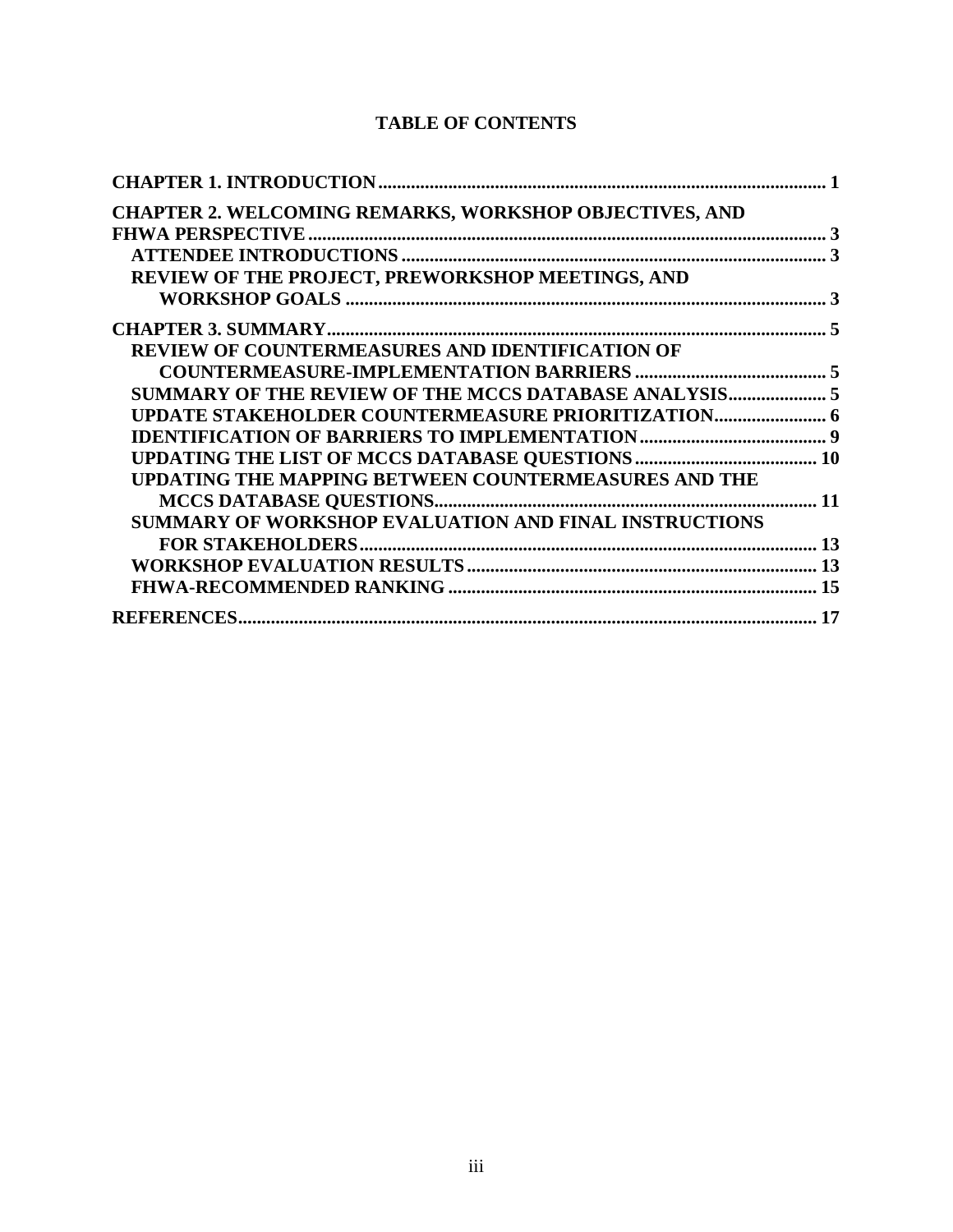# TABLE OF CONTENTS

**CHAPTER 1. INTRODUCTION** ..... 1

**CHAPTER 2. WELCOMING REMARKS, WORKSHOP OBJECTIVES, AND FHWA PERSPECTIVE** ..... 3

- **ATTENDEE INTRODUCTIONS** ..... 3
- **REVIEW OF THE PROJECT, PREWORKSHOP MEETINGS, AND WORKSHOP GOALS** ..... 3

**CHAPTER 3. SUMMARY** ..... 5

- **REVIEW OF COUNTERMEASURES AND IDENTIFICATION OF COUNTERMEASURE-IMPLEMENTATION BARRIERS** ..... 5
- **SUMMARY OF THE REVIEW OF THE MCCS DATABASE ANALYSIS** ..... 5
- **UPDATE STAKEHOLDER COUNTERMEASURE PRIORITIZATION** ..... 6
- **IDENTIFICATION OF BARRIERS TO IMPLEMENTATION** ..... 9
- **UPDATING THE LIST OF MCCS DATABASE QUESTIONS** ..... 10
- **UPDATING THE MAPPING BETWEEN COUNTERMEASURES AND THE MCCS DATABASE QUESTIONS** ..... 11
- **SUMMARY OF WORKSHOP EVALUATION AND FINAL INSTRUCTIONS FOR STAKEHOLDERS** ..... 13
- **WORKSHOP EVALUATION RESULTS** ..... 13
- **FHWA-RECOMMENDED RANKING** ..... 15

**REFERENCES** ..... 17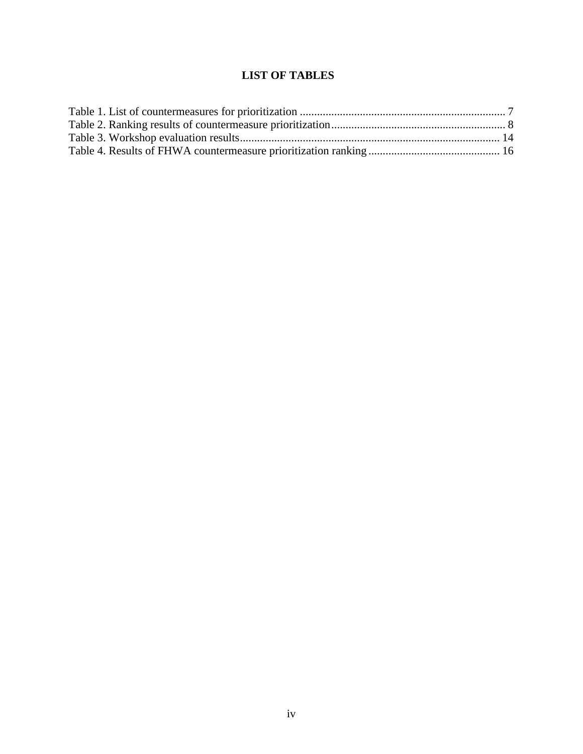# LIST OF TABLES

Table 1. List of countermeasures for prioritization ........................................................................ 7
Table 2. Ranking results of countermeasure prioritization............................................................. 8
Table 3. Workshop evaluation results........................................................................................... 14
Table 4. Results of FHWA countermeasure prioritization ranking .............................................. 16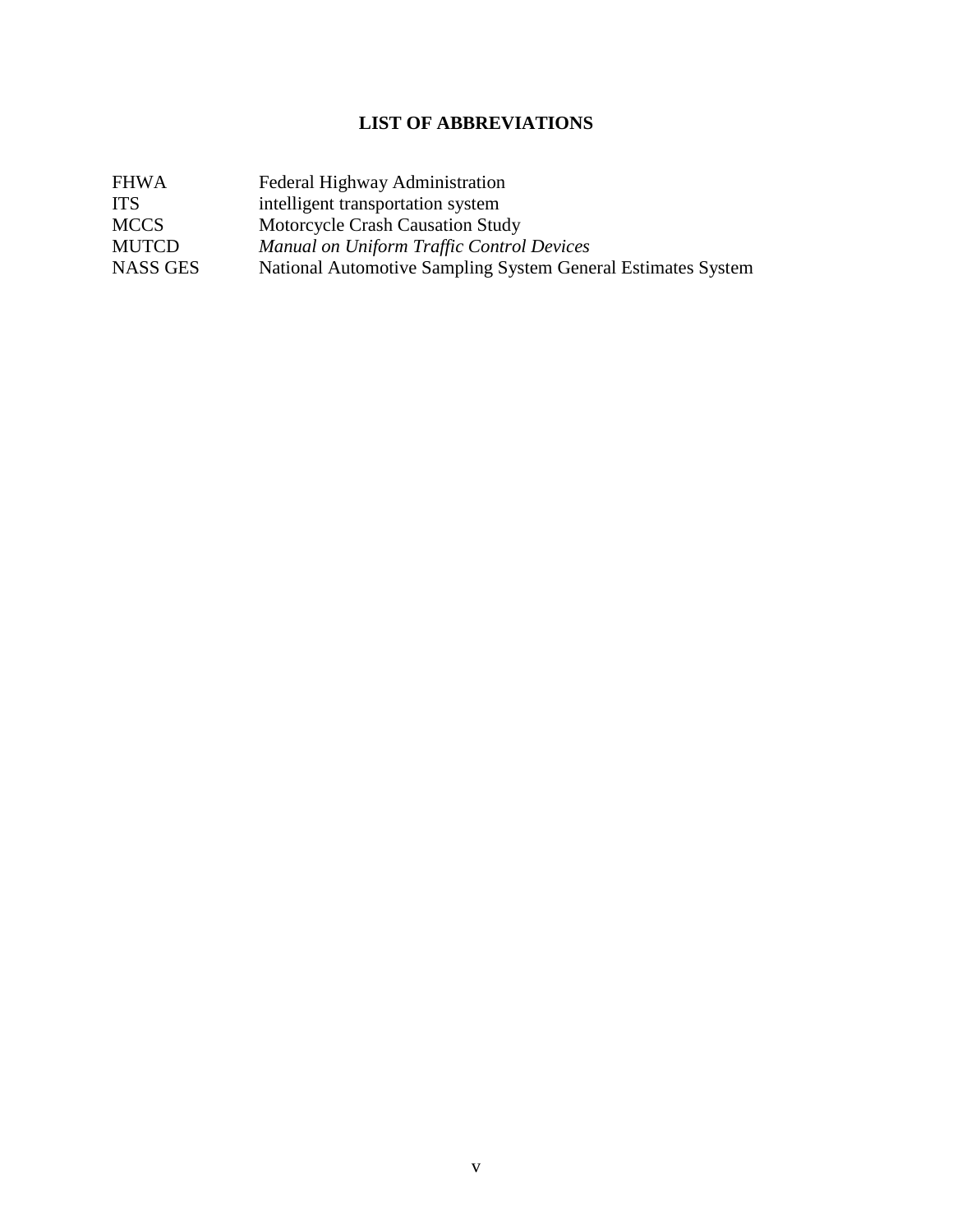# LIST OF ABBREVIATIONS

| | |
|---|---|
| FHWA | Federal Highway Administration |
| ITS | intelligent transportation system |
| MCCS | Motorcycle Crash Causation Study |
| MUTCD | *Manual on Uniform Traffic Control Devices* |
| NASS GES | National Automotive Sampling System General Estimates System |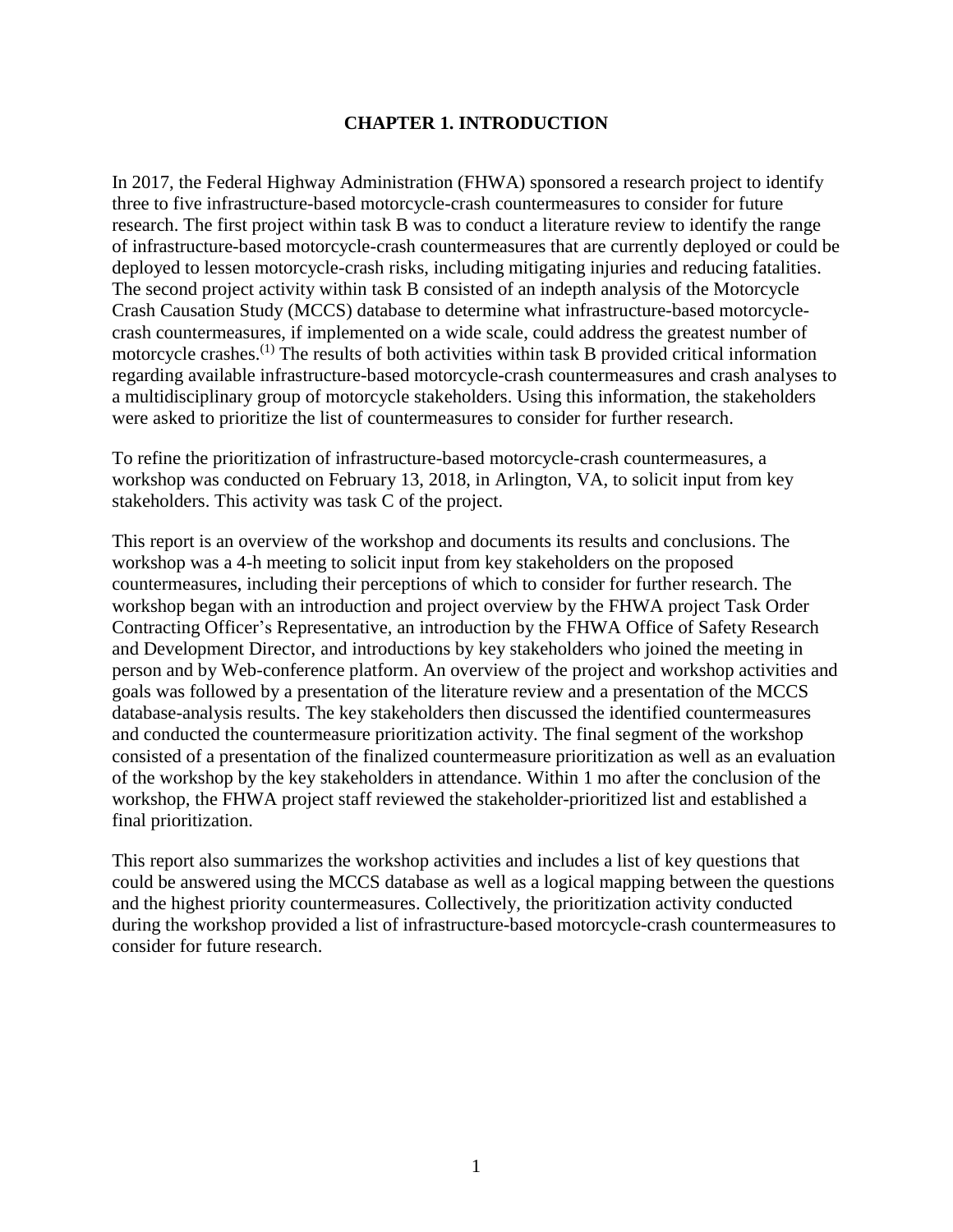# CHAPTER 1. INTRODUCTION

In 2017, the Federal Highway Administration (FHWA) sponsored a research project to identify three to five infrastructure-based motorcycle-crash countermeasures to consider for future research. The first project within task B was to conduct a literature review to identify the range of infrastructure-based motorcycle-crash countermeasures that are currently deployed or could be deployed to lessen motorcycle-crash risks, including mitigating injuries and reducing fatalities. The second project activity within task B consisted of an indepth analysis of the Motorcycle Crash Causation Study (MCCS) database to determine what infrastructure-based motorcycle-crash countermeasures, if implemented on a wide scale, could address the greatest number of motorcycle crashes.(1) The results of both activities within task B provided critical information regarding available infrastructure-based motorcycle-crash countermeasures and crash analyses to a multidisciplinary group of motorcycle stakeholders. Using this information, the stakeholders were asked to prioritize the list of countermeasures to consider for further research.

To refine the prioritization of infrastructure-based motorcycle-crash countermeasures, a workshop was conducted on February 13, 2018, in Arlington, VA, to solicit input from key stakeholders. This activity was task C of the project.

This report is an overview of the workshop and documents its results and conclusions. The workshop was a 4-h meeting to solicit input from key stakeholders on the proposed countermeasures, including their perceptions of which to consider for further research. The workshop began with an introduction and project overview by the FHWA project Task Order Contracting Officer's Representative, an introduction by the FHWA Office of Safety Research and Development Director, and introductions by key stakeholders who joined the meeting in person and by Web-conference platform. An overview of the project and workshop activities and goals was followed by a presentation of the literature review and a presentation of the MCCS database-analysis results. The key stakeholders then discussed the identified countermeasures and conducted the countermeasure prioritization activity. The final segment of the workshop consisted of a presentation of the finalized countermeasure prioritization as well as an evaluation of the workshop by the key stakeholders in attendance. Within 1 mo after the conclusion of the workshop, the FHWA project staff reviewed the stakeholder-prioritized list and established a final prioritization.

This report also summarizes the workshop activities and includes a list of key questions that could be answered using the MCCS database as well as a logical mapping between the questions and the highest priority countermeasures. Collectively, the prioritization activity conducted during the workshop provided a list of infrastructure-based motorcycle-crash countermeasures to consider for future research.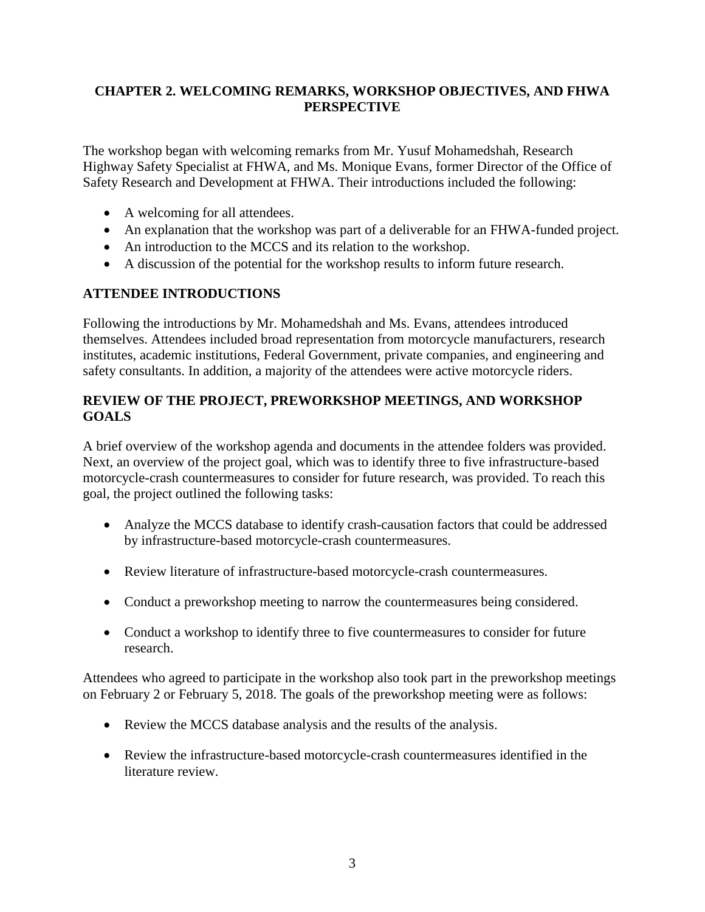## CHAPTER 2. WELCOMING REMARKS, WORKSHOP OBJECTIVES, AND FHWA PERSPECTIVE

The workshop began with welcoming remarks from Mr. Yusuf Mohamedshah, Research Highway Safety Specialist at FHWA, and Ms. Monique Evans, former Director of the Office of Safety Research and Development at FHWA. Their introductions included the following:

- A welcoming for all attendees.
- An explanation that the workshop was part of a deliverable for an FHWA-funded project.
- An introduction to the MCCS and its relation to the workshop.
- A discussion of the potential for the workshop results to inform future research.

### ATTENDEE INTRODUCTIONS

Following the introductions by Mr. Mohamedshah and Ms. Evans, attendees introduced themselves. Attendees included broad representation from motorcycle manufacturers, research institutes, academic institutions, Federal Government, private companies, and engineering and safety consultants. In addition, a majority of the attendees were active motorcycle riders.

### REVIEW OF THE PROJECT, PREWORKSHOP MEETINGS, AND WORKSHOP GOALS

A brief overview of the workshop agenda and documents in the attendee folders was provided. Next, an overview of the project goal, which was to identify three to five infrastructure-based motorcycle-crash countermeasures to consider for future research, was provided. To reach this goal, the project outlined the following tasks:

- Analyze the MCCS database to identify crash-causation factors that could be addressed by infrastructure-based motorcycle-crash countermeasures.
- Review literature of infrastructure-based motorcycle-crash countermeasures.
- Conduct a preworkshop meeting to narrow the countermeasures being considered.
- Conduct a workshop to identify three to five countermeasures to consider for future research.

Attendees who agreed to participate in the workshop also took part in the preworkshop meetings on February 2 or February 5, 2018. The goals of the preworkshop meeting were as follows:

- Review the MCCS database analysis and the results of the analysis.
- Review the infrastructure-based motorcycle-crash countermeasures identified in the literature review.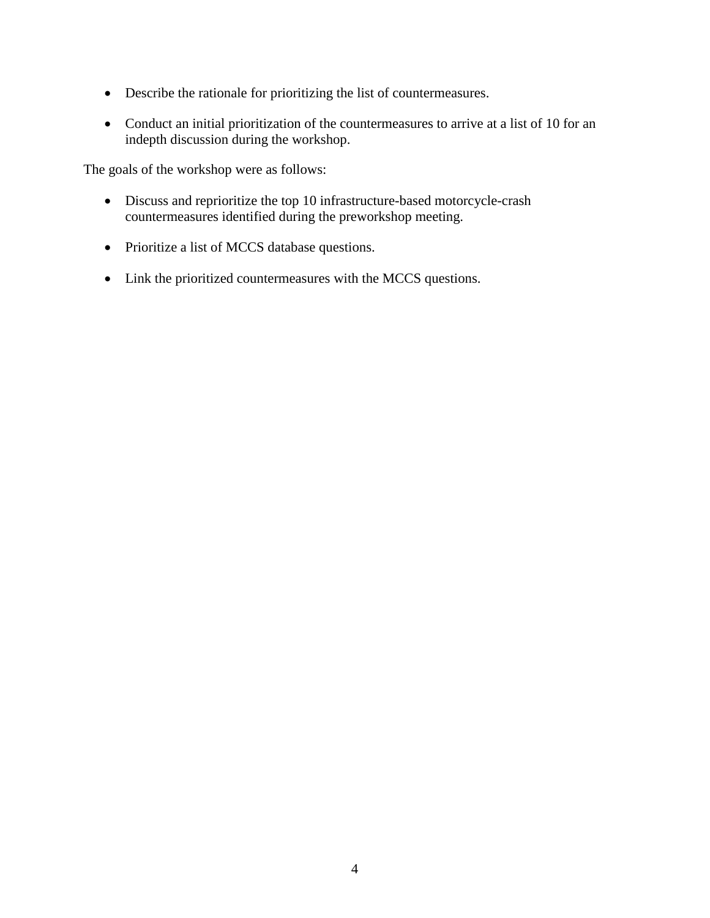- Describe the rationale for prioritizing the list of countermeasures.

- Conduct an initial prioritization of the countermeasures to arrive at a list of 10 for an indepth discussion during the workshop.

The goals of the workshop were as follows:

- Discuss and reprioritize the top 10 infrastructure-based motorcycle-crash countermeasures identified during the preworkshop meeting.

- Prioritize a list of MCCS database questions.

- Link the prioritized countermeasures with the MCCS questions.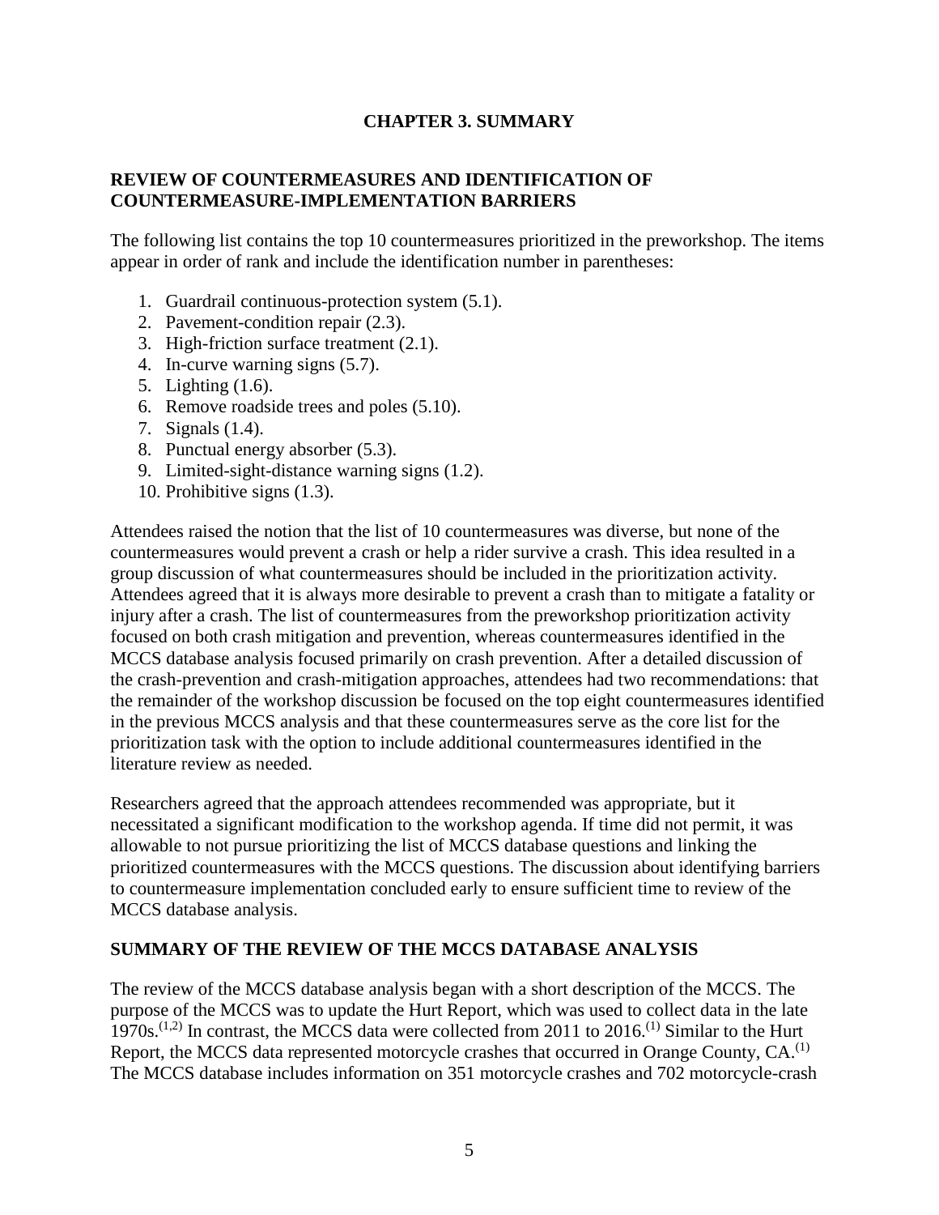# CHAPTER 3. SUMMARY

## REVIEW OF COUNTERMEASURES AND IDENTIFICATION OF COUNTERMEASURE-IMPLEMENTATION BARRIERS

The following list contains the top 10 countermeasures prioritized in the preworkshop. The items appear in order of rank and include the identification number in parentheses:

1. Guardrail continuous-protection system (5.1).
2. Pavement-condition repair (2.3).
3. High-friction surface treatment (2.1).
4. In-curve warning signs (5.7).
5. Lighting (1.6).
6. Remove roadside trees and poles (5.10).
7. Signals (1.4).
8. Punctual energy absorber (5.3).
9. Limited-sight-distance warning signs (1.2).
10. Prohibitive signs (1.3).

Attendees raised the notion that the list of 10 countermeasures was diverse, but none of the countermeasures would prevent a crash or help a rider survive a crash. This idea resulted in a group discussion of what countermeasures should be included in the prioritization activity. Attendees agreed that it is always more desirable to prevent a crash than to mitigate a fatality or injury after a crash. The list of countermeasures from the preworkshop prioritization activity focused on both crash mitigation and prevention, whereas countermeasures identified in the MCCS database analysis focused primarily on crash prevention. After a detailed discussion of the crash-prevention and crash-mitigation approaches, attendees had two recommendations: that the remainder of the workshop discussion be focused on the top eight countermeasures identified in the previous MCCS analysis and that these countermeasures serve as the core list for the prioritization task with the option to include additional countermeasures identified in the literature review as needed.

Researchers agreed that the approach attendees recommended was appropriate, but it necessitated a significant modification to the workshop agenda. If time did not permit, it was allowable to not pursue prioritizing the list of MCCS database questions and linking the prioritized countermeasures with the MCCS questions. The discussion about identifying barriers to countermeasure implementation concluded early to ensure sufficient time to review of the MCCS database analysis.

## SUMMARY OF THE REVIEW OF THE MCCS DATABASE ANALYSIS

The review of the MCCS database analysis began with a short description of the MCCS. The purpose of the MCCS was to update the Hurt Report, which was used to collect data in the late 1970s.(1,2) In contrast, the MCCS data were collected from 2011 to 2016.(1) Similar to the Hurt Report, the MCCS data represented motorcycle crashes that occurred in Orange County, CA.(1) The MCCS database includes information on 351 motorcycle crashes and 702 motorcycle-crash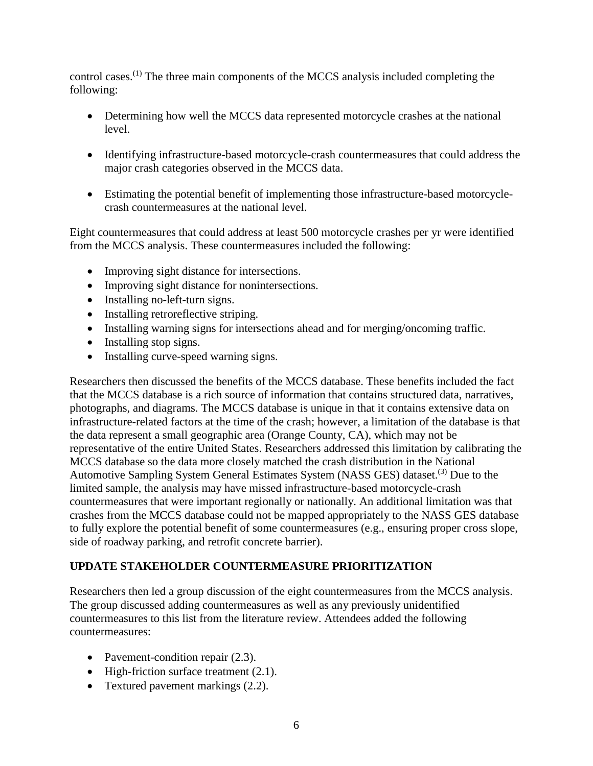control cases.[1] The three main components of the MCCS analysis included completing the following:

- Determining how well the MCCS data represented motorcycle crashes at the national level.
- Identifying infrastructure-based motorcycle-crash countermeasures that could address the major crash categories observed in the MCCS data.
- Estimating the potential benefit of implementing those infrastructure-based motorcycle-crash countermeasures at the national level.

Eight countermeasures that could address at least 500 motorcycle crashes per yr were identified from the MCCS analysis. These countermeasures included the following:

- Improving sight distance for intersections.
- Improving sight distance for nonintersections.
- Installing no-left-turn signs.
- Installing retroreflective striping.
- Installing warning signs for intersections ahead and for merging/oncoming traffic.
- Installing stop signs.
- Installing curve-speed warning signs.

Researchers then discussed the benefits of the MCCS database. These benefits included the fact that the MCCS database is a rich source of information that contains structured data, narratives, photographs, and diagrams. The MCCS database is unique in that it contains extensive data on infrastructure-related factors at the time of the crash; however, a limitation of the database is that the data represent a small geographic area (Orange County, CA), which may not be representative of the entire United States. Researchers addressed this limitation by calibrating the MCCS database so the data more closely matched the crash distribution in the National Automotive Sampling System General Estimates System (NASS GES) dataset.[3] Due to the limited sample, the analysis may have missed infrastructure-based motorcycle-crash countermeasures that were important regionally or nationally. An additional limitation was that crashes from the MCCS database could not be mapped appropriately to the NASS GES database to fully explore the potential benefit of some countermeasures (e.g., ensuring proper cross slope, side of roadway parking, and retrofit concrete barrier).

## UPDATE STAKEHOLDER COUNTERMEASURE PRIORITIZATION

Researchers then led a group discussion of the eight countermeasures from the MCCS analysis. The group discussed adding countermeasures as well as any previously unidentified countermeasures to this list from the literature review. Attendees added the following countermeasures:

- Pavement-condition repair (2.3).
- High-friction surface treatment (2.1).
- Textured pavement markings (2.2).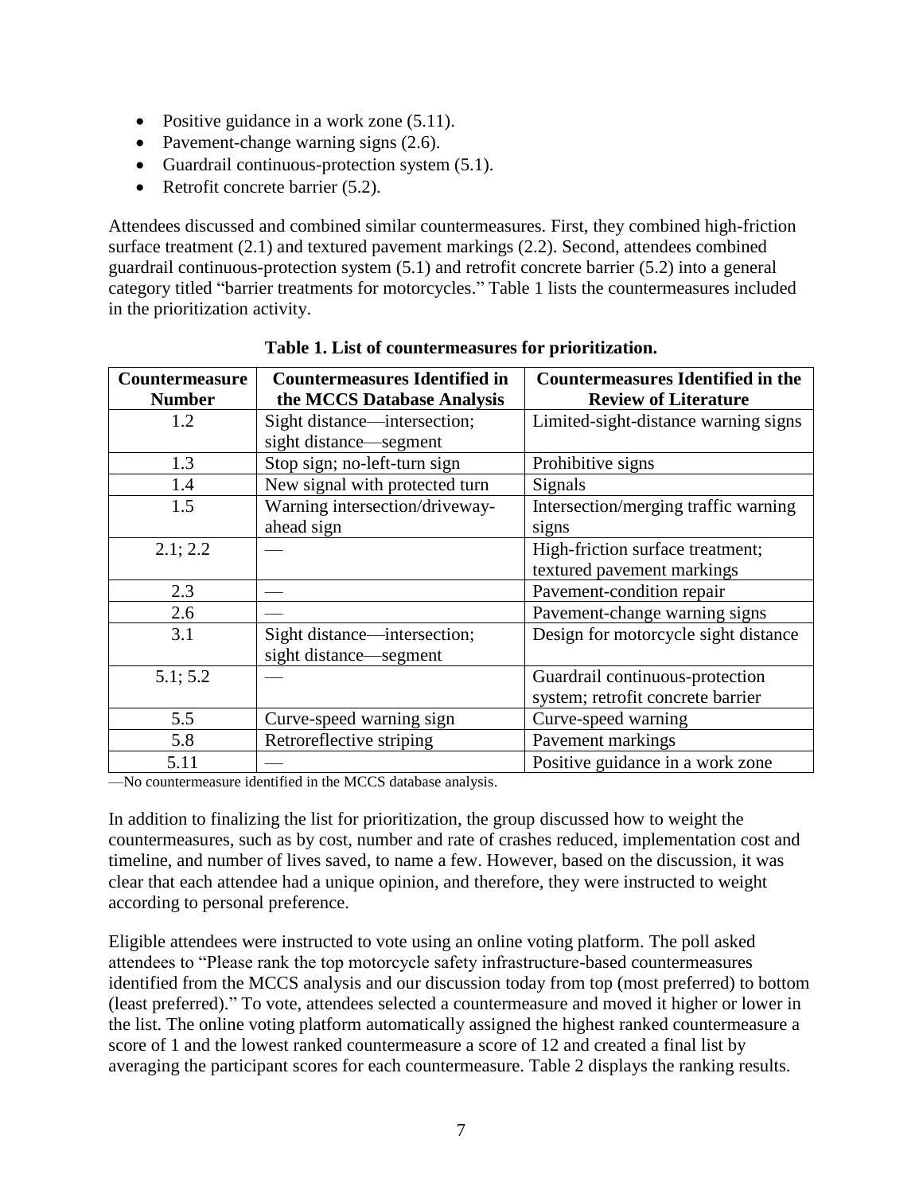- Positive guidance in a work zone (5.11).
- Pavement-change warning signs (2.6).
- Guardrail continuous-protection system (5.1).
- Retrofit concrete barrier (5.2).

Attendees discussed and combined similar countermeasures. First, they combined high-friction surface treatment (2.1) and textured pavement markings (2.2). Second, attendees combined guardrail continuous-protection system (5.1) and retrofit concrete barrier (5.2) into a general category titled "barrier treatments for motorcycles." Table 1 lists the countermeasures included in the prioritization activity.

**Table 1. List of countermeasures for prioritization.**

| Countermeasure Number | Countermeasures Identified in the MCCS Database Analysis | Countermeasures Identified in the Review of Literature |
|---|---|---|
| 1.2 | Sight distance—intersection; sight distance—segment | Limited-sight-distance warning signs |
| 1.3 | Stop sign; no-left-turn sign | Prohibitive signs |
| 1.4 | New signal with protected turn | Signals |
| 1.5 | Warning intersection/driveway-ahead sign | Intersection/merging traffic warning signs |
| 2.1; 2.2 | — | High-friction surface treatment; textured pavement markings |
| 2.3 | — | Pavement-condition repair |
| 2.6 | — | Pavement-change warning signs |
| 3.1 | Sight distance—intersection; sight distance—segment | Design for motorcycle sight distance |
| 5.1; 5.2 | — | Guardrail continuous-protection system; retrofit concrete barrier |
| 5.5 | Curve-speed warning sign | Curve-speed warning |
| 5.8 | Retroreflective striping | Pavement markings |
| 5.11 | — | Positive guidance in a work zone |

—No countermeasure identified in the MCCS database analysis.

In addition to finalizing the list for prioritization, the group discussed how to weight the countermeasures, such as by cost, number and rate of crashes reduced, implementation cost and timeline, and number of lives saved, to name a few. However, based on the discussion, it was clear that each attendee had a unique opinion, and therefore, they were instructed to weight according to personal preference.

Eligible attendees were instructed to vote using an online voting platform. The poll asked attendees to "Please rank the top motorcycle safety infrastructure-based countermeasures identified from the MCCS analysis and our discussion today from top (most preferred) to bottom (least preferred)." To vote, attendees selected a countermeasure and moved it higher or lower in the list. The online voting platform automatically assigned the highest ranked countermeasure a score of 1 and the lowest ranked countermeasure a score of 12 and created a final list by averaging the participant scores for each countermeasure. Table 2 displays the ranking results.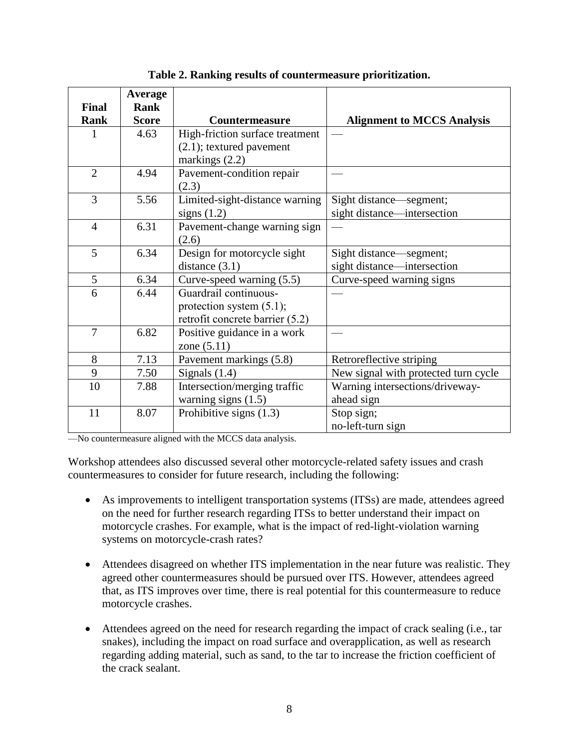**Table 2. Ranking results of countermeasure prioritization.**

| Final Rank | Average Rank Score | Countermeasure | Alignment to MCCS Analysis |
|---|---|---|---|
| 1 | 4.63 | High-friction surface treatment (2.1); textured pavement markings (2.2) | — |
| 2 | 4.94 | Pavement-condition repair (2.3) | — |
| 3 | 5.56 | Limited-sight-distance warning signs (1.2) | Sight distance—segment; sight distance—intersection |
| 4 | 6.31 | Pavement-change warning sign (2.6) | — |
| 5 | 6.34 | Design for motorcycle sight distance (3.1) | Sight distance—segment; sight distance—intersection |
| 5 | 6.34 | Curve-speed warning (5.5) | Curve-speed warning signs |
| 6 | 6.44 | Guardrail continuous-protection system (5.1); retrofit concrete barrier (5.2) | — |
| 7 | 6.82 | Positive guidance in a work zone (5.11) | — |
| 8 | 7.13 | Pavement markings (5.8) | Retroreflective striping |
| 9 | 7.50 | Signals (1.4) | New signal with protected turn cycle |
| 10 | 7.88 | Intersection/merging traffic warning signs (1.5) | Warning intersections/driveway-ahead sign |
| 11 | 8.07 | Prohibitive signs (1.3) | Stop sign; no-left-turn sign |

—No countermeasure aligned with the MCCS data analysis.

Workshop attendees also discussed several other motorcycle-related safety issues and crash countermeasures to consider for future research, including the following:

- As improvements to intelligent transportation systems (ITSs) are made, attendees agreed on the need for further research regarding ITSs to better understand their impact on motorcycle crashes. For example, what is the impact of red-light-violation warning systems on motorcycle-crash rates?

- Attendees disagreed on whether ITS implementation in the near future was realistic. They agreed other countermeasures should be pursued over ITS. However, attendees agreed that, as ITS improves over time, there is real potential for this countermeasure to reduce motorcycle crashes.

- Attendees agreed on the need for research regarding the impact of crack sealing (i.e., tar snakes), including the impact on road surface and overapplication, as well as research regarding adding material, such as sand, to the tar to increase the friction coefficient of the crack sealant.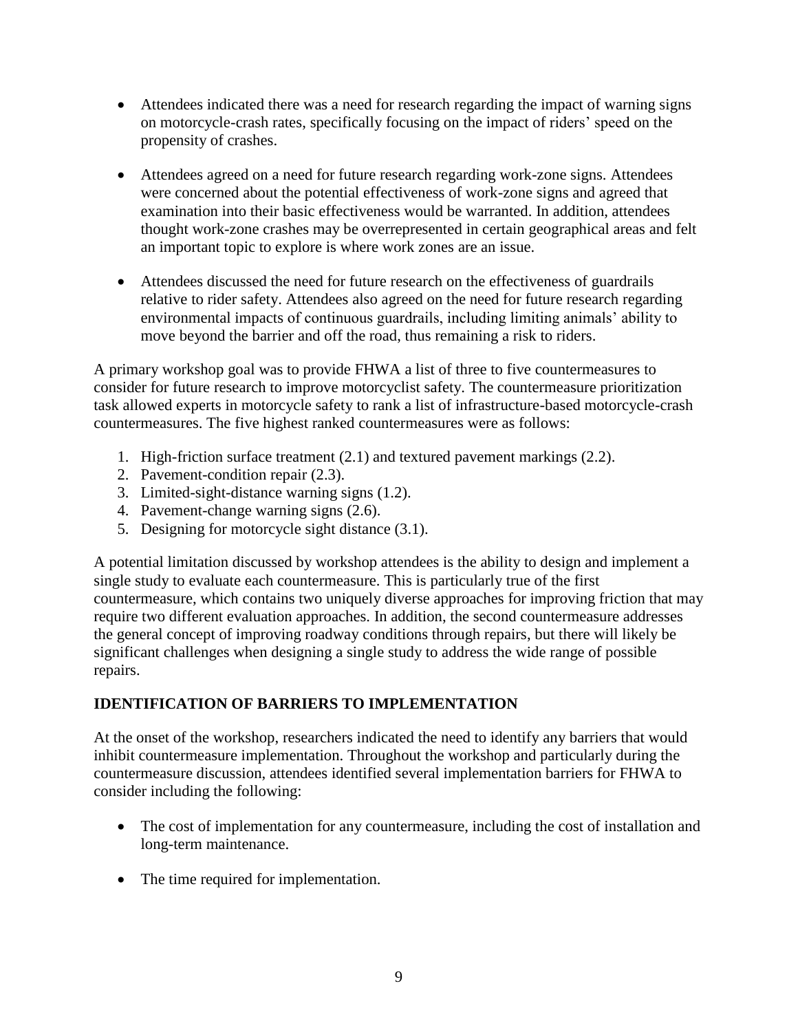- Attendees indicated there was a need for research regarding the impact of warning signs on motorcycle-crash rates, specifically focusing on the impact of riders' speed on the propensity of crashes.

- Attendees agreed on a need for future research regarding work-zone signs. Attendees were concerned about the potential effectiveness of work-zone signs and agreed that examination into their basic effectiveness would be warranted. In addition, attendees thought work-zone crashes may be overrepresented in certain geographical areas and felt an important topic to explore is where work zones are an issue.

- Attendees discussed the need for future research on the effectiveness of guardrails relative to rider safety. Attendees also agreed on the need for future research regarding environmental impacts of continuous guardrails, including limiting animals' ability to move beyond the barrier and off the road, thus remaining a risk to riders.

A primary workshop goal was to provide FHWA a list of three to five countermeasures to consider for future research to improve motorcyclist safety. The countermeasure prioritization task allowed experts in motorcycle safety to rank a list of infrastructure-based motorcycle-crash countermeasures. The five highest ranked countermeasures were as follows:

1. High-friction surface treatment (2.1) and textured pavement markings (2.2).
2. Pavement-condition repair (2.3).
3. Limited-sight-distance warning signs (1.2).
4. Pavement-change warning signs (2.6).
5. Designing for motorcycle sight distance (3.1).

A potential limitation discussed by workshop attendees is the ability to design and implement a single study to evaluate each countermeasure. This is particularly true of the first countermeasure, which contains two uniquely diverse approaches for improving friction that may require two different evaluation approaches. In addition, the second countermeasure addresses the general concept of improving roadway conditions through repairs, but there will likely be significant challenges when designing a single study to address the wide range of possible repairs.

## IDENTIFICATION OF BARRIERS TO IMPLEMENTATION

At the onset of the workshop, researchers indicated the need to identify any barriers that would inhibit countermeasure implementation. Throughout the workshop and particularly during the countermeasure discussion, attendees identified several implementation barriers for FHWA to consider including the following:

- The cost of implementation for any countermeasure, including the cost of installation and long-term maintenance.

- The time required for implementation.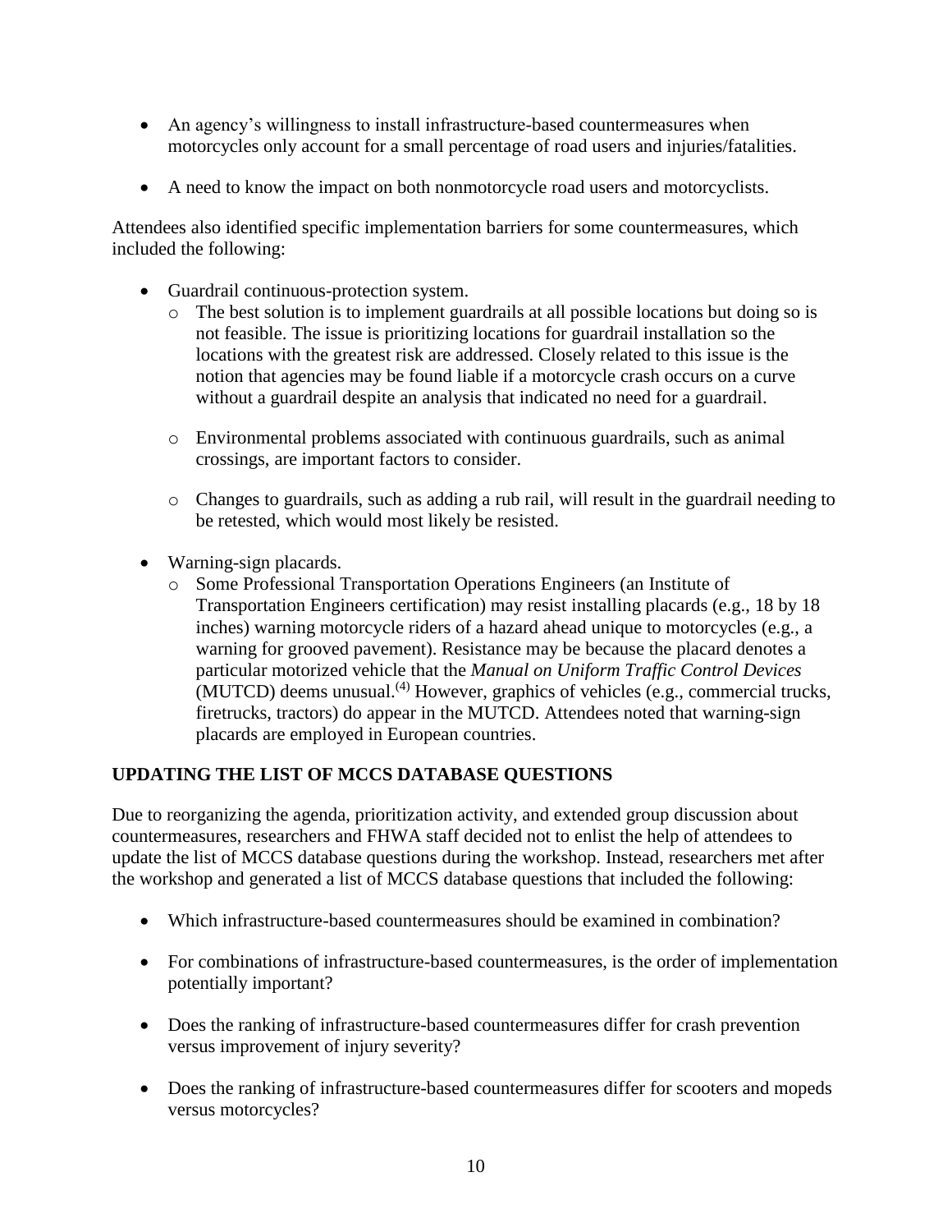- An agency's willingness to install infrastructure-based countermeasures when motorcycles only account for a small percentage of road users and injuries/fatalities.

- A need to know the impact on both nonmotorcycle road users and motorcyclists.

Attendees also identified specific implementation barriers for some countermeasures, which included the following:

- Guardrail continuous-protection system.
  - The best solution is to implement guardrails at all possible locations but doing so is not feasible. The issue is prioritizing locations for guardrail installation so the locations with the greatest risk are addressed. Closely related to this issue is the notion that agencies may be found liable if a motorcycle crash occurs on a curve without a guardrail despite an analysis that indicated no need for a guardrail.
  - Environmental problems associated with continuous guardrails, such as animal crossings, are important factors to consider.
  - Changes to guardrails, such as adding a rub rail, will result in the guardrail needing to be retested, which would most likely be resisted.

- Warning-sign placards.
  - Some Professional Transportation Operations Engineers (an Institute of Transportation Engineers certification) may resist installing placards (e.g., 18 by 18 inches) warning motorcycle riders of a hazard ahead unique to motorcycles (e.g., a warning for grooved pavement). Resistance may be because the placard denotes a particular motorized vehicle that the *Manual on Uniform Traffic Control Devices* (MUTCD) deems unusual.[4] However, graphics of vehicles (e.g., commercial trucks, firetrucks, tractors) do appear in the MUTCD. Attendees noted that warning-sign placards are employed in European countries.

## UPDATING THE LIST OF MCCS DATABASE QUESTIONS

Due to reorganizing the agenda, prioritization activity, and extended group discussion about countermeasures, researchers and FHWA staff decided not to enlist the help of attendees to update the list of MCCS database questions during the workshop. Instead, researchers met after the workshop and generated a list of MCCS database questions that included the following:

- Which infrastructure-based countermeasures should be examined in combination?

- For combinations of infrastructure-based countermeasures, is the order of implementation potentially important?

- Does the ranking of infrastructure-based countermeasures differ for crash prevention versus improvement of injury severity?

- Does the ranking of infrastructure-based countermeasures differ for scooters and mopeds versus motorcycles?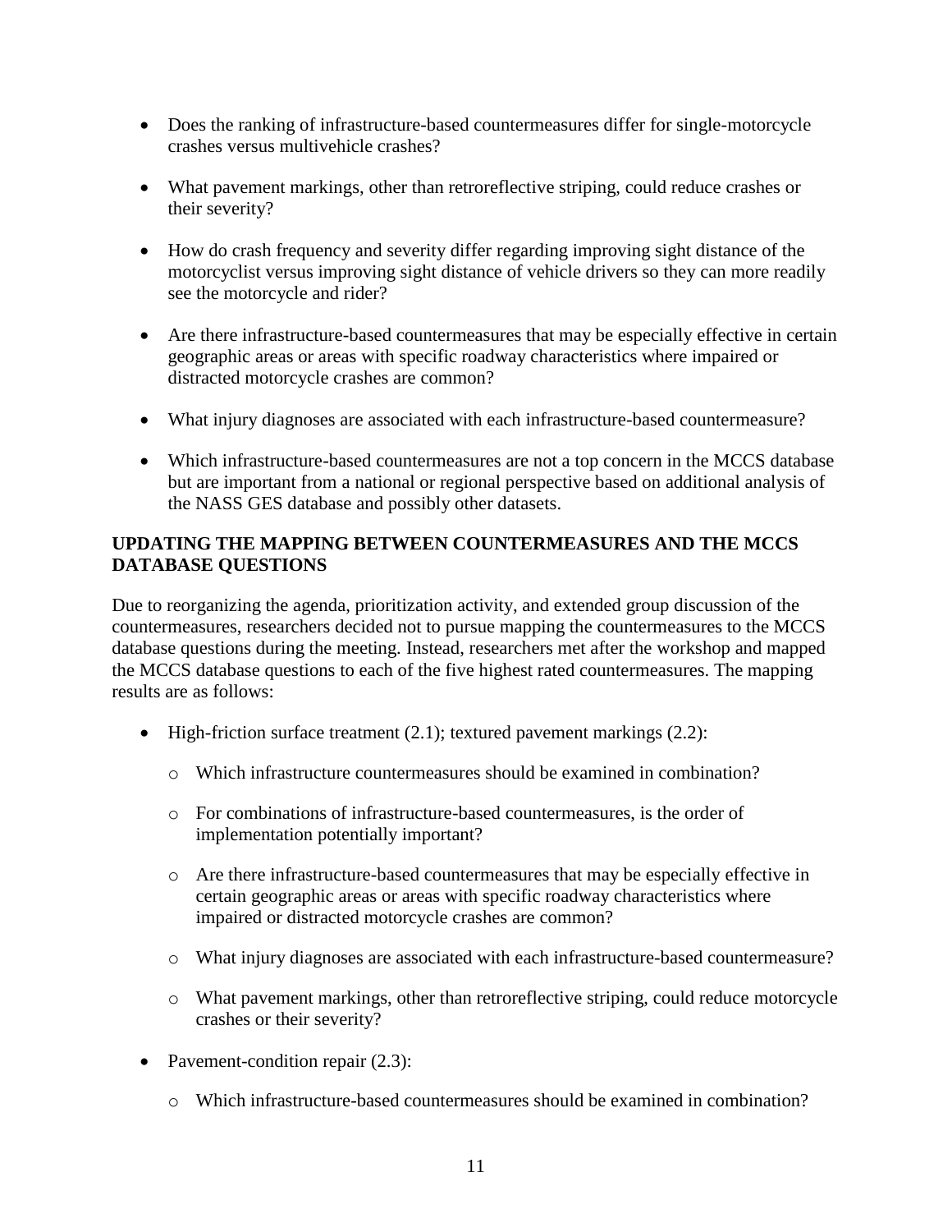- Does the ranking of infrastructure-based countermeasures differ for single-motorcycle crashes versus multivehicle crashes?
- What pavement markings, other than retroreflective striping, could reduce crashes or their severity?
- How do crash frequency and severity differ regarding improving sight distance of the motorcyclist versus improving sight distance of vehicle drivers so they can more readily see the motorcycle and rider?
- Are there infrastructure-based countermeasures that may be especially effective in certain geographic areas or areas with specific roadway characteristics where impaired or distracted motorcycle crashes are common?
- What injury diagnoses are associated with each infrastructure-based countermeasure?
- Which infrastructure-based countermeasures are not a top concern in the MCCS database but are important from a national or regional perspective based on additional analysis of the NASS GES database and possibly other datasets.

## UPDATING THE MAPPING BETWEEN COUNTERMEASURES AND THE MCCS DATABASE QUESTIONS

Due to reorganizing the agenda, prioritization activity, and extended group discussion of the countermeasures, researchers decided not to pursue mapping the countermeasures to the MCCS database questions during the meeting. Instead, researchers met after the workshop and mapped the MCCS database questions to each of the five highest rated countermeasures. The mapping results are as follows:

- High-friction surface treatment (2.1); textured pavement markings (2.2):
  - Which infrastructure countermeasures should be examined in combination?
  - For combinations of infrastructure-based countermeasures, is the order of implementation potentially important?
  - Are there infrastructure-based countermeasures that may be especially effective in certain geographic areas or areas with specific roadway characteristics where impaired or distracted motorcycle crashes are common?
  - What injury diagnoses are associated with each infrastructure-based countermeasure?
  - What pavement markings, other than retroreflective striping, could reduce motorcycle crashes or their severity?
- Pavement-condition repair (2.3):
  - Which infrastructure-based countermeasures should be examined in combination?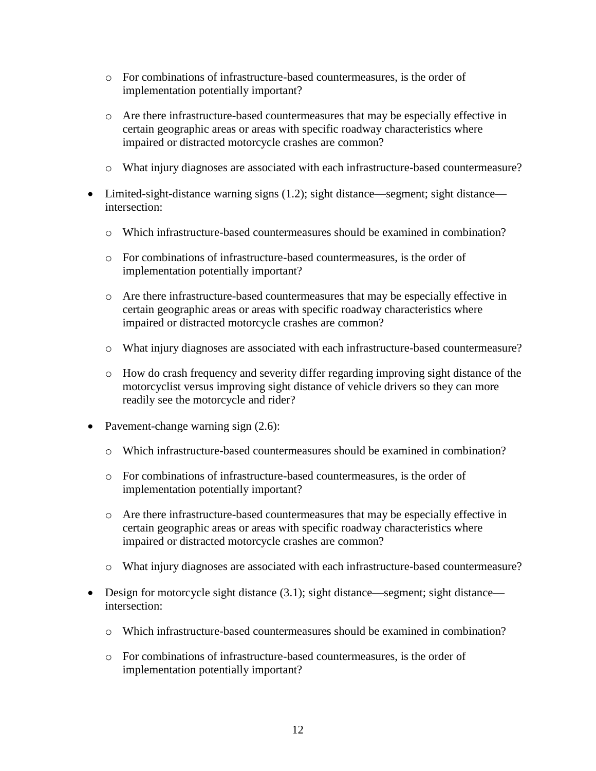- For combinations of infrastructure-based countermeasures, is the order of implementation potentially important?
  - Are there infrastructure-based countermeasures that may be especially effective in certain geographic areas or areas with specific roadway characteristics where impaired or distracted motorcycle crashes are common?
  - What injury diagnoses are associated with each infrastructure-based countermeasure?

- Limited-sight-distance warning signs (1.2); sight distance—segment; sight distance—intersection:
  - Which infrastructure-based countermeasures should be examined in combination?
  - For combinations of infrastructure-based countermeasures, is the order of implementation potentially important?
  - Are there infrastructure-based countermeasures that may be especially effective in certain geographic areas or areas with specific roadway characteristics where impaired or distracted motorcycle crashes are common?
  - What injury diagnoses are associated with each infrastructure-based countermeasure?
  - How do crash frequency and severity differ regarding improving sight distance of the motorcyclist versus improving sight distance of vehicle drivers so they can more readily see the motorcycle and rider?

- Pavement-change warning sign (2.6):
  - Which infrastructure-based countermeasures should be examined in combination?
  - For combinations of infrastructure-based countermeasures, is the order of implementation potentially important?
  - Are there infrastructure-based countermeasures that may be especially effective in certain geographic areas or areas with specific roadway characteristics where impaired or distracted motorcycle crashes are common?
  - What injury diagnoses are associated with each infrastructure-based countermeasure?

- Design for motorcycle sight distance (3.1); sight distance—segment; sight distance—intersection:
  - Which infrastructure-based countermeasures should be examined in combination?
  - For combinations of infrastructure-based countermeasures, is the order of implementation potentially important?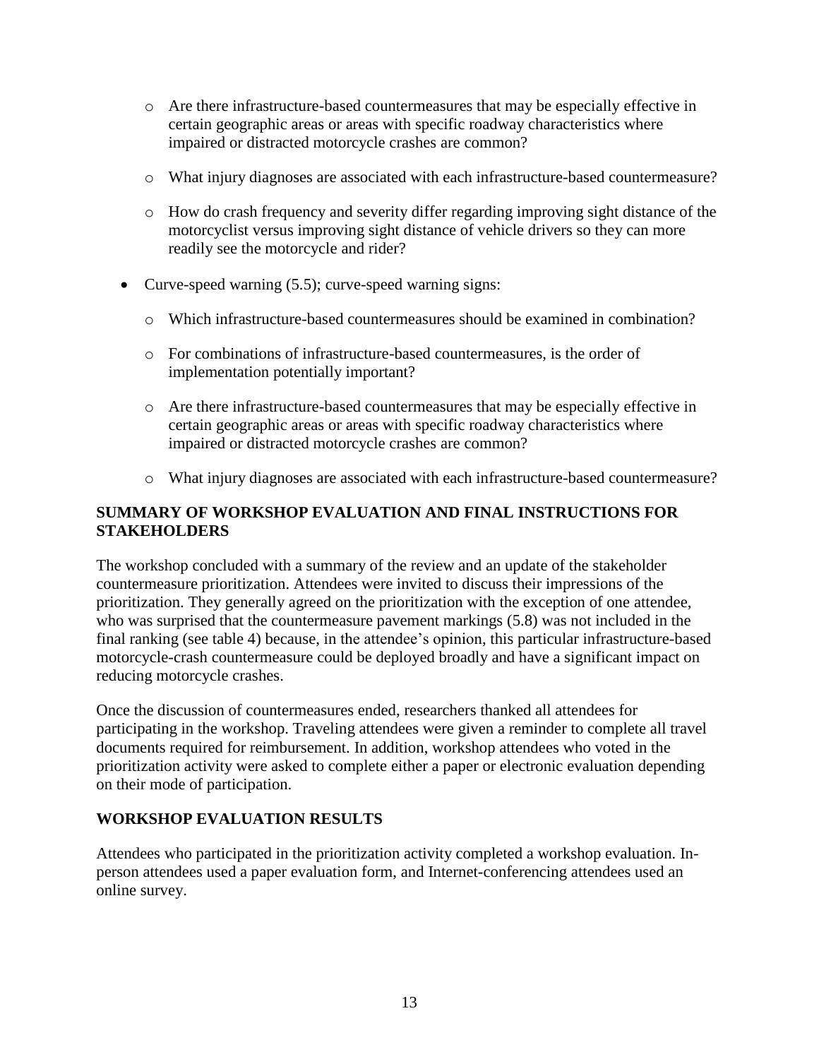- Are there infrastructure-based countermeasures that may be especially effective in certain geographic areas or areas with specific roadway characteristics where impaired or distracted motorcycle crashes are common?
    - What injury diagnoses are associated with each infrastructure-based countermeasure?
    - How do crash frequency and severity differ regarding improving sight distance of the motorcyclist versus improving sight distance of vehicle drivers so they can more readily see the motorcycle and rider?

- Curve-speed warning (5.5); curve-speed warning signs:
    - Which infrastructure-based countermeasures should be examined in combination?
    - For combinations of infrastructure-based countermeasures, is the order of implementation potentially important?
    - Are there infrastructure-based countermeasures that may be especially effective in certain geographic areas or areas with specific roadway characteristics where impaired or distracted motorcycle crashes are common?
    - What injury diagnoses are associated with each infrastructure-based countermeasure?

## SUMMARY OF WORKSHOP EVALUATION AND FINAL INSTRUCTIONS FOR STAKEHOLDERS

The workshop concluded with a summary of the review and an update of the stakeholder countermeasure prioritization. Attendees were invited to discuss their impressions of the prioritization. They generally agreed on the prioritization with the exception of one attendee, who was surprised that the countermeasure pavement markings (5.8) was not included in the final ranking (see table 4) because, in the attendee's opinion, this particular infrastructure-based motorcycle-crash countermeasure could be deployed broadly and have a significant impact on reducing motorcycle crashes.

Once the discussion of countermeasures ended, researchers thanked all attendees for participating in the workshop. Traveling attendees were given a reminder to complete all travel documents required for reimbursement. In addition, workshop attendees who voted in the prioritization activity were asked to complete either a paper or electronic evaluation depending on their mode of participation.

## WORKSHOP EVALUATION RESULTS

Attendees who participated in the prioritization activity completed a workshop evaluation. In-person attendees used a paper evaluation form, and Internet-conferencing attendees used an online survey.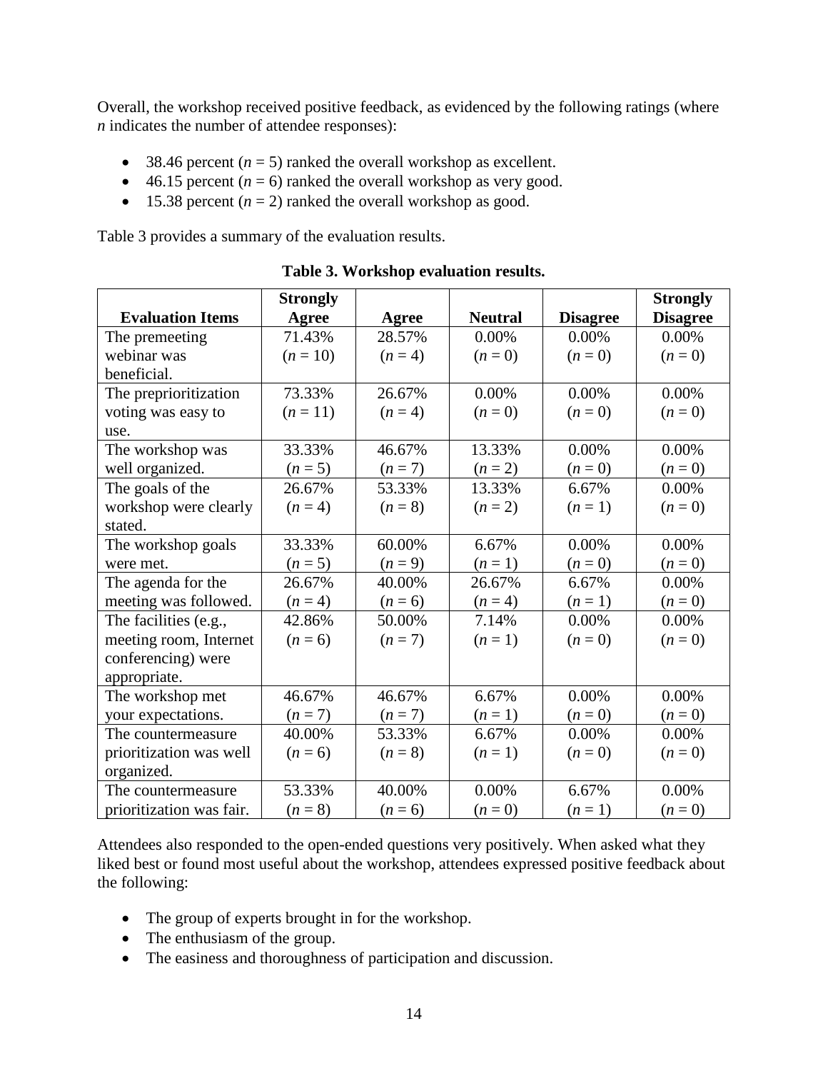Overall, the workshop received positive feedback, as evidenced by the following ratings (where $n$ indicates the number of attendee responses):

- 38.46 percent ($n = 5$) ranked the overall workshop as excellent.
- 46.15 percent ($n = 6$) ranked the overall workshop as very good.
- 15.38 percent ($n = 2$) ranked the overall workshop as good.

Table 3 provides a summary of the evaluation results.

**Table 3. Workshop evaluation results.**

| Evaluation Items | Strongly Agree | Agree | Neutral | Disagree | Strongly Disagree |
|---|---|---|---|---|---|
| The premeeting webinar was beneficial. | 71.43% ($n = 10$) | 28.57% ($n = 4$) | 0.00% ($n = 0$) | 0.00% ($n = 0$) | 0.00% ($n = 0$) |
| The preprioritization voting was easy to use. | 73.33% ($n = 11$) | 26.67% ($n = 4$) | 0.00% ($n = 0$) | 0.00% ($n = 0$) | 0.00% ($n = 0$) |
| The workshop was well organized. | 33.33% ($n = 5$) | 46.67% ($n = 7$) | 13.33% ($n = 2$) | 0.00% ($n = 0$) | 0.00% ($n = 0$) |
| The goals of the workshop were clearly stated. | 26.67% ($n = 4$) | 53.33% ($n = 8$) | 13.33% ($n = 2$) | 6.67% ($n = 1$) | 0.00% ($n = 0$) |
| The workshop goals were met. | 33.33% ($n = 5$) | 60.00% ($n = 9$) | 6.67% ($n = 1$) | 0.00% ($n = 0$) | 0.00% ($n = 0$) |
| The agenda for the meeting was followed. | 26.67% ($n = 4$) | 40.00% ($n = 6$) | 26.67% ($n = 4$) | 6.67% ($n = 1$) | 0.00% ($n = 0$) |
| The facilities (e.g., meeting room, Internet conferencing) were appropriate. | 42.86% ($n = 6$) | 50.00% ($n = 7$) | 7.14% ($n = 1$) | 0.00% ($n = 0$) | 0.00% ($n = 0$) |
| The workshop met your expectations. | 46.67% ($n = 7$) | 46.67% ($n = 7$) | 6.67% ($n = 1$) | 0.00% ($n = 0$) | 0.00% ($n = 0$) |
| The countermeasure prioritization was well organized. | 40.00% ($n = 6$) | 53.33% ($n = 8$) | 6.67% ($n = 1$) | 0.00% ($n = 0$) | 0.00% ($n = 0$) |
| The countermeasure prioritization was fair. | 53.33% ($n = 8$) | 40.00% ($n = 6$) | 0.00% ($n = 0$) | 6.67% ($n = 1$) | 0.00% ($n = 0$) |

Attendees also responded to the open-ended questions very positively. When asked what they liked best or found most useful about the workshop, attendees expressed positive feedback about the following:

- The group of experts brought in for the workshop.
- The enthusiasm of the group.
- The easiness and thoroughness of participation and discussion.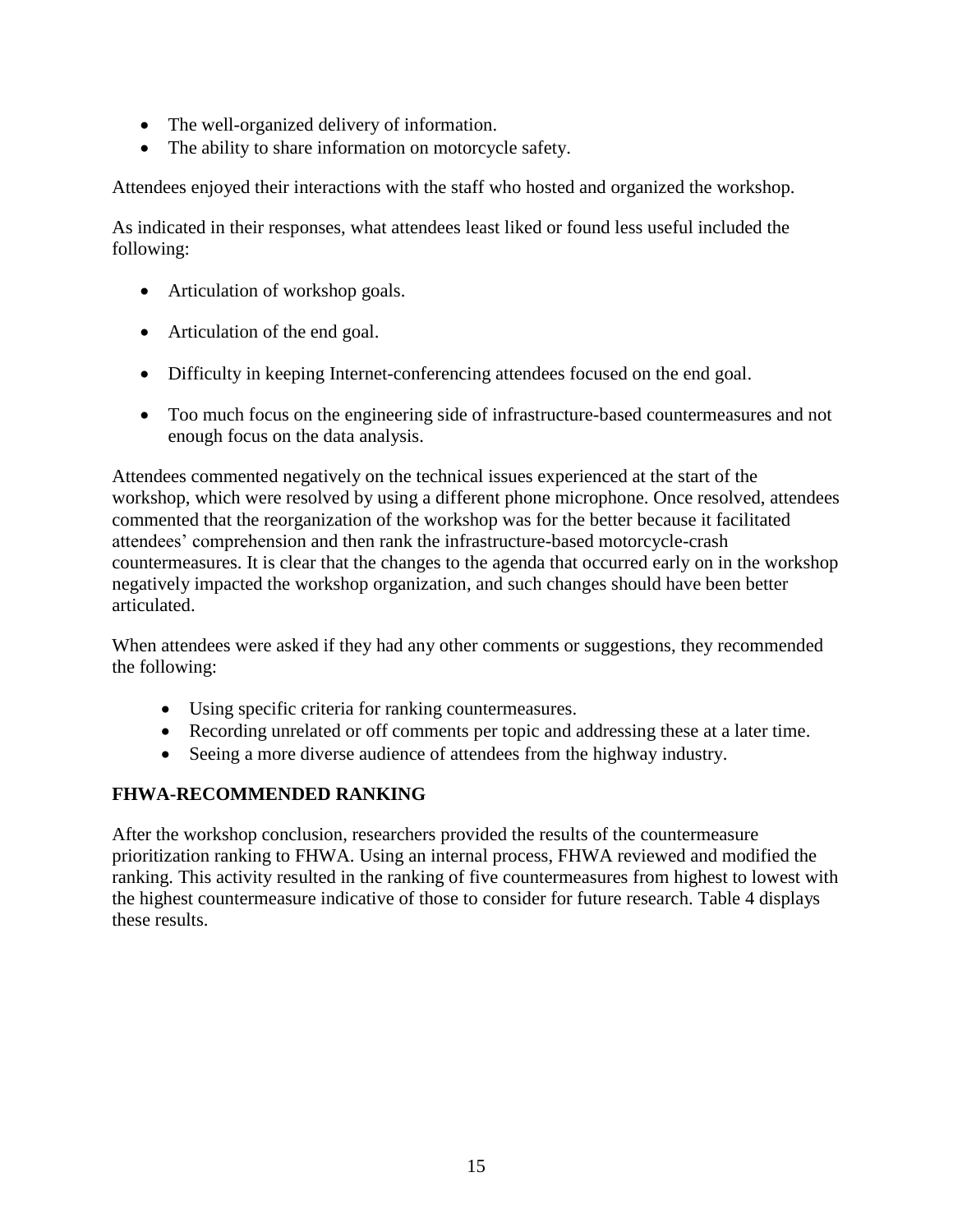- The well-organized delivery of information.
- The ability to share information on motorcycle safety.

Attendees enjoyed their interactions with the staff who hosted and organized the workshop.

As indicated in their responses, what attendees least liked or found less useful included the following:

- Articulation of workshop goals.
- Articulation of the end goal.
- Difficulty in keeping Internet-conferencing attendees focused on the end goal.
- Too much focus on the engineering side of infrastructure-based countermeasures and not enough focus on the data analysis.

Attendees commented negatively on the technical issues experienced at the start of the workshop, which were resolved by using a different phone microphone. Once resolved, attendees commented that the reorganization of the workshop was for the better because it facilitated attendees' comprehension and then rank the infrastructure-based motorcycle-crash countermeasures. It is clear that the changes to the agenda that occurred early on in the workshop negatively impacted the workshop organization, and such changes should have been better articulated.

When attendees were asked if they had any other comments or suggestions, they recommended the following:

- Using specific criteria for ranking countermeasures.
- Recording unrelated or off comments per topic and addressing these at a later time.
- Seeing a more diverse audience of attendees from the highway industry.

## FHWA-RECOMMENDED RANKING

After the workshop conclusion, researchers provided the results of the countermeasure prioritization ranking to FHWA. Using an internal process, FHWA reviewed and modified the ranking. This activity resulted in the ranking of five countermeasures from highest to lowest with the highest countermeasure indicative of those to consider for future research. Table 4 displays these results.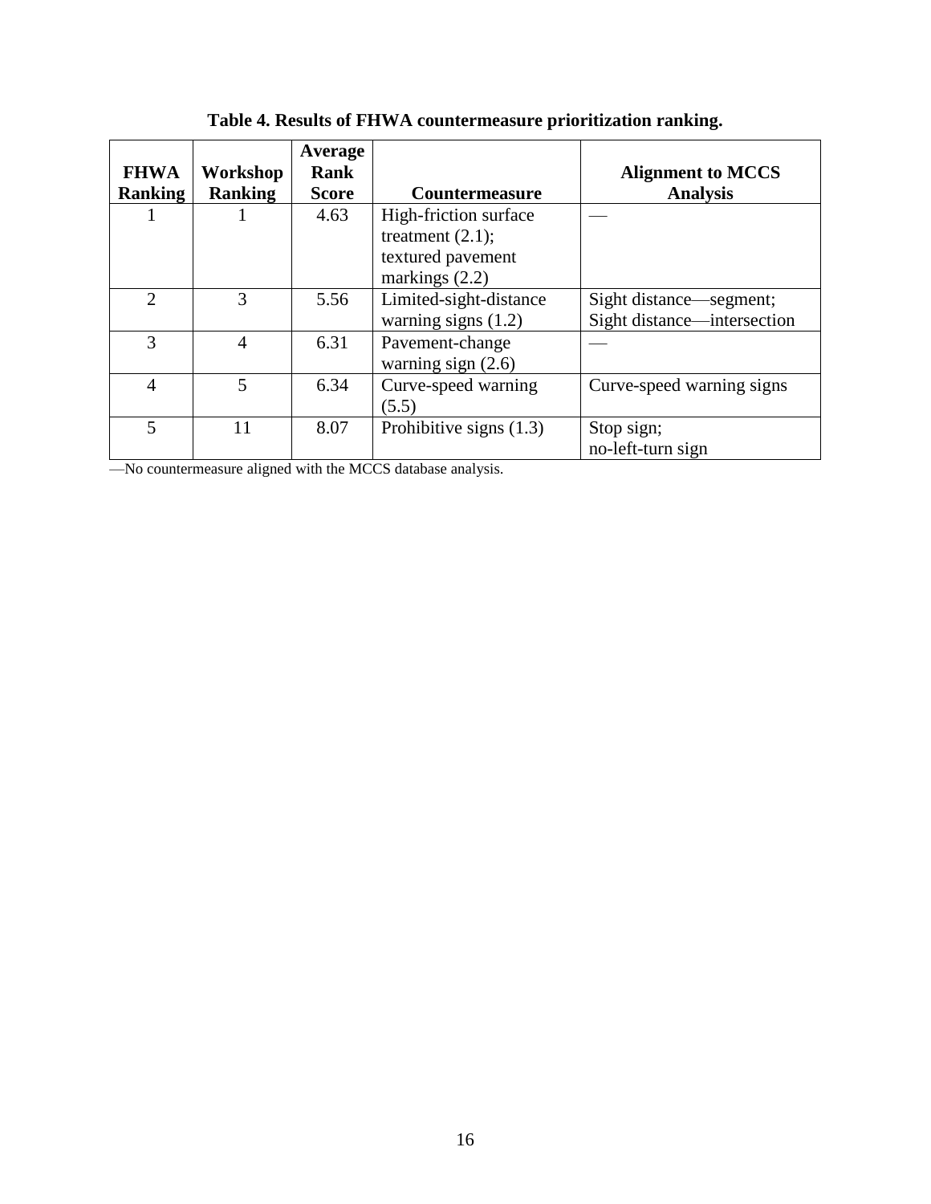**Table 4. Results of FHWA countermeasure prioritization ranking.**

| FHWA Ranking | Workshop Ranking | Average Rank Score | Countermeasure | Alignment to MCCS Analysis |
|---|---|---|---|---|
| 1 | 1 | 4.63 | High-friction surface treatment (2.1); textured pavement markings (2.2) | — |
| 2 | 3 | 5.56 | Limited-sight-distance warning signs (1.2) | Sight distance—segment; Sight distance—intersection |
| 3 | 4 | 6.31 | Pavement-change warning sign (2.6) | — |
| 4 | 5 | 6.34 | Curve-speed warning (5.5) | Curve-speed warning signs |
| 5 | 11 | 8.07 | Prohibitive signs (1.3) | Stop sign; no-left-turn sign |

—No countermeasure aligned with the MCCS database analysis.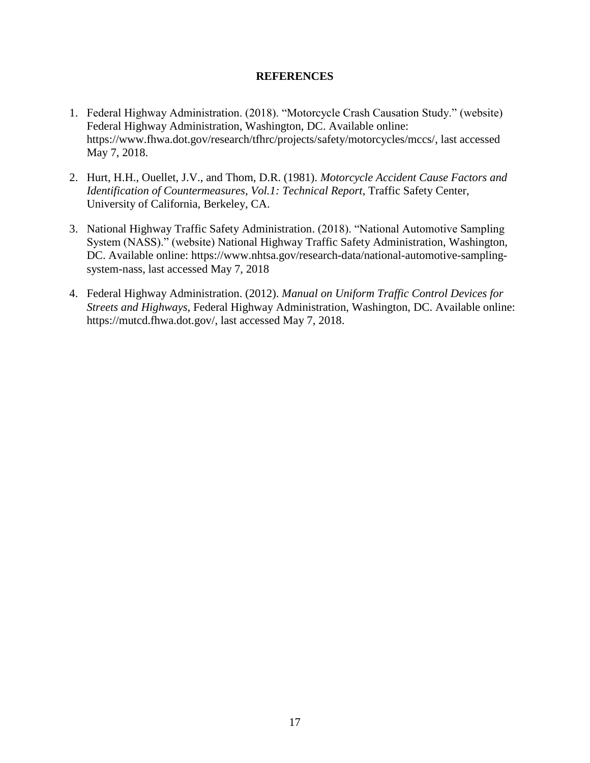# REFERENCES

1. Federal Highway Administration. (2018). "Motorcycle Crash Causation Study." (website) Federal Highway Administration, Washington, DC. Available online: https://www.fhwa.dot.gov/research/tfhrc/projects/safety/motorcycles/mccs/, last accessed May 7, 2018.

2. Hurt, H.H., Ouellet, J.V., and Thom, D.R. (1981). *Motorcycle Accident Cause Factors and Identification of Countermeasures, Vol.1: Technical Report*, Traffic Safety Center, University of California, Berkeley, CA.

3. National Highway Traffic Safety Administration. (2018). "National Automotive Sampling System (NASS)." (website) National Highway Traffic Safety Administration, Washington, DC. Available online: https://www.nhtsa.gov/research-data/national-automotive-sampling-system-nass, last accessed May 7, 2018

4. Federal Highway Administration. (2012). *Manual on Uniform Traffic Control Devices for Streets and Highways*, Federal Highway Administration, Washington, DC. Available online: https://mutcd.fhwa.dot.gov/, last accessed May 7, 2018.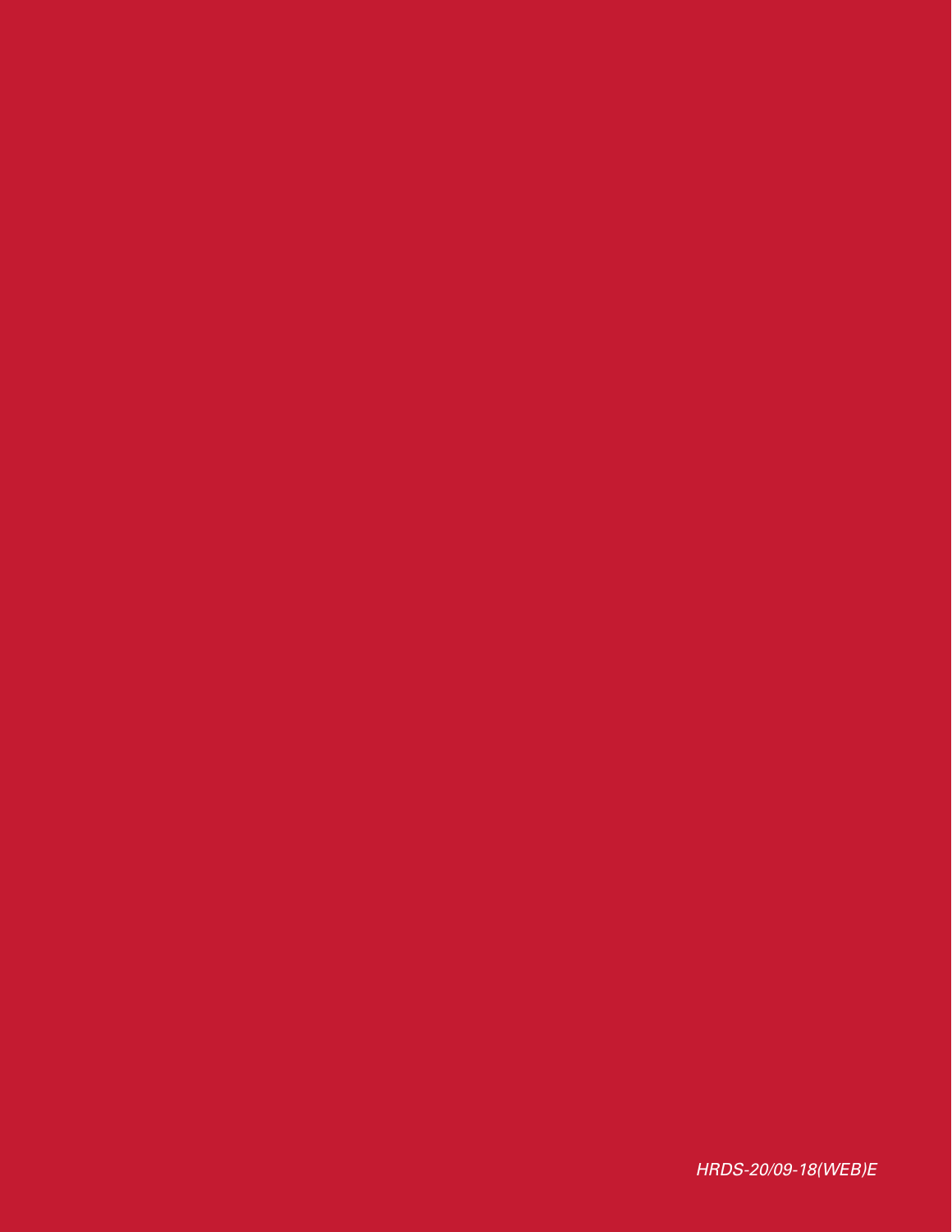*HRDS-20/09-18(WEB)E*